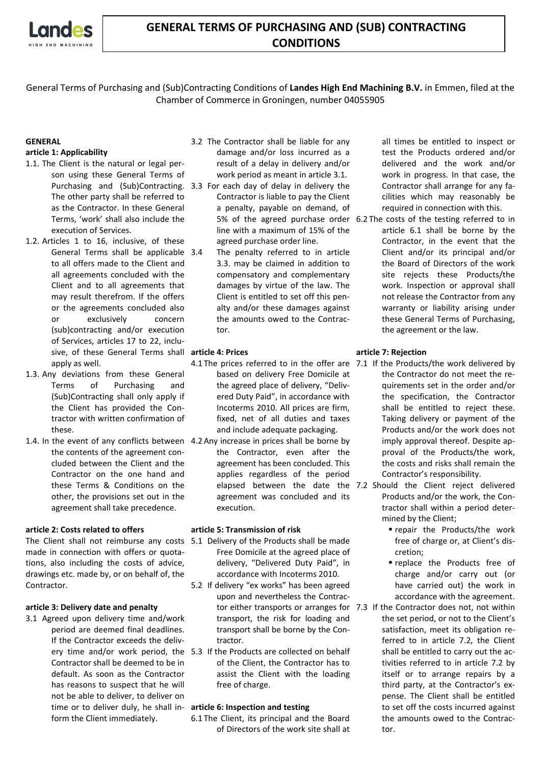# GENERAL TERMS OF PURCHASING AND (SUB) CONTRACTING CONDITIONS

General Terms of Purchasing and (Sub)Contracting Conditions of **Landes High End Machining B.V.** in Emmen, filed at the Chamber of Commerce in Groningen, number 04055905

## GENERAL

### article 1: Applicability

1.1. The Client is the natural or legal person using these General Terms of Purchasing and (Sub)Contracting. The other party shall be referred to as the Contractor. In these General Terms, 'work' shall also include the execution of Services.

1.2. Articles 1 to 16, inclusive, of these General Terms shall be applicable to all offers made to the Client and all agreements concluded with the Client and to all agreements that may result therefrom. If the offers or the agreements concluded also or exclusively concern (sub)contracting and/or execution of Services, articles 17 to 22, inclusive, of these General Terms shall apply as well.

1.3. Any deviations from these General Terms of Purchasing and (Sub)Contracting shall only apply if the Client has provided the Contractor with written confirmation of these.

1.4. In the event of any conflicts between the contents of the agreement concluded between the Client and the Contractor on the one hand and these Terms & Conditions on the other, the provisions set out in the agreement shall take precedence.

### article 2: Costs related to offers

The Client shall not reimburse any costs made in connection with offers or quotations, also including the costs of advice, drawings etc. made by, or on behalf of, the Contractor.

### article 3: Delivery date and penalty

3.1 Agreed upon delivery time and/work period are deemed final deadlines. If the Contractor exceeds the delivery time and/or work period, the Contractor shall be deemed to be in default. As soon as the Contractor has reasons to suspect that he will not be able to deliver, to deliver on time or to deliver duly, he shall inform the Client immediately.

3.2 The Contractor shall be liable for any damage and/or loss incurred as a result of a delay in delivery and/or work period as meant in article 3.1.

3.3 For each day of delay in delivery the Contractor is liable to pay the Client a penalty, payable on demand, of 5% of the agreed purchase order line with a maximum of 15% of the agreed purchase order line.

3.4 The penalty referred to in article 3.3. may be claimed in addition to compensatory and complementary damages by virtue of the law. The Client is entitled to set off this penalty and/or these damages against the amounts owed to the Contractor.

### article 4: Prices

4.1 The prices referred to in the offer are based on delivery Free Domicile at the agreed place of delivery, "Delivered Duty Paid", in accordance with Incoterms 2010. All prices are firm, fixed, net of all duties and taxes and include adequate packaging.

4.2 Any increase in prices shall be borne by the Contractor, even after the agreement has been concluded. This applies regardless of the period elapsed between the date the agreement was concluded and its execution.

### article 5: Transmission of risk

5.1 Delivery of the Products shall be made Free Domicile at the agreed place of delivery, "Delivered Duty Paid", in accordance with Incoterms 2010.

5.2 If delivery "ex works" has been agreed upon and nevertheless the Contractor either transports or arranges for transport, the risk for loading and transport shall be borne by the Contractor.

5.3 If the Products are collected on behalf of the Client, the Contractor has to assist the Client with the loading free of charge.

### article 6: Inspection and testing

6.1 The Client, its principal and the Board of Directors of the work site shall at all times be entitled to inspect or test the Products ordered and/or delivered and the work and/or work in progress. In that case, the Contractor shall arrange for any facilities which may reasonably be required in connection with this.

6.2 The costs of the testing referred to in article 6.1 shall be borne by the Contractor, in the event that the Client and/or its principal and/or the Board of Directors of the work site rejects these Products/the work. Inspection or approval shall not release the Contractor from any warranty or liability arising under these General Terms of Purchasing, the agreement or the law.

### article 7: Rejection

7.1 If the Products/the work delivered by the Contractor do not meet the requirements set in the order and/or the specification, the Contractor shall be entitled to reject these. Taking delivery or payment of the Products and/or the work does not imply approval thereof. Despite approval of the Products/the work, the costs and risks shall remain the Contractor's responsibility.

7.2 Should the Client reject delivered Products and/or the work, the Contractor shall within a period determined by the Client;

- repair the Products/the work free of charge or, at Client's discretion;
- replace the Products free of charge and/or carry out (or have carried out) the work in accordance with the agreement.

7.3 If the Contractor does not, not within the set period, or not to the Client's satisfaction, meet its obligation referred to in article 7.2, the Client shall be entitled to carry out the activities referred to in article 7.2 by itself or to arrange repairs by a third party, at the Contractor's expense. The Client shall be entitled to set off the costs incurred against the amounts owed to the Contractor.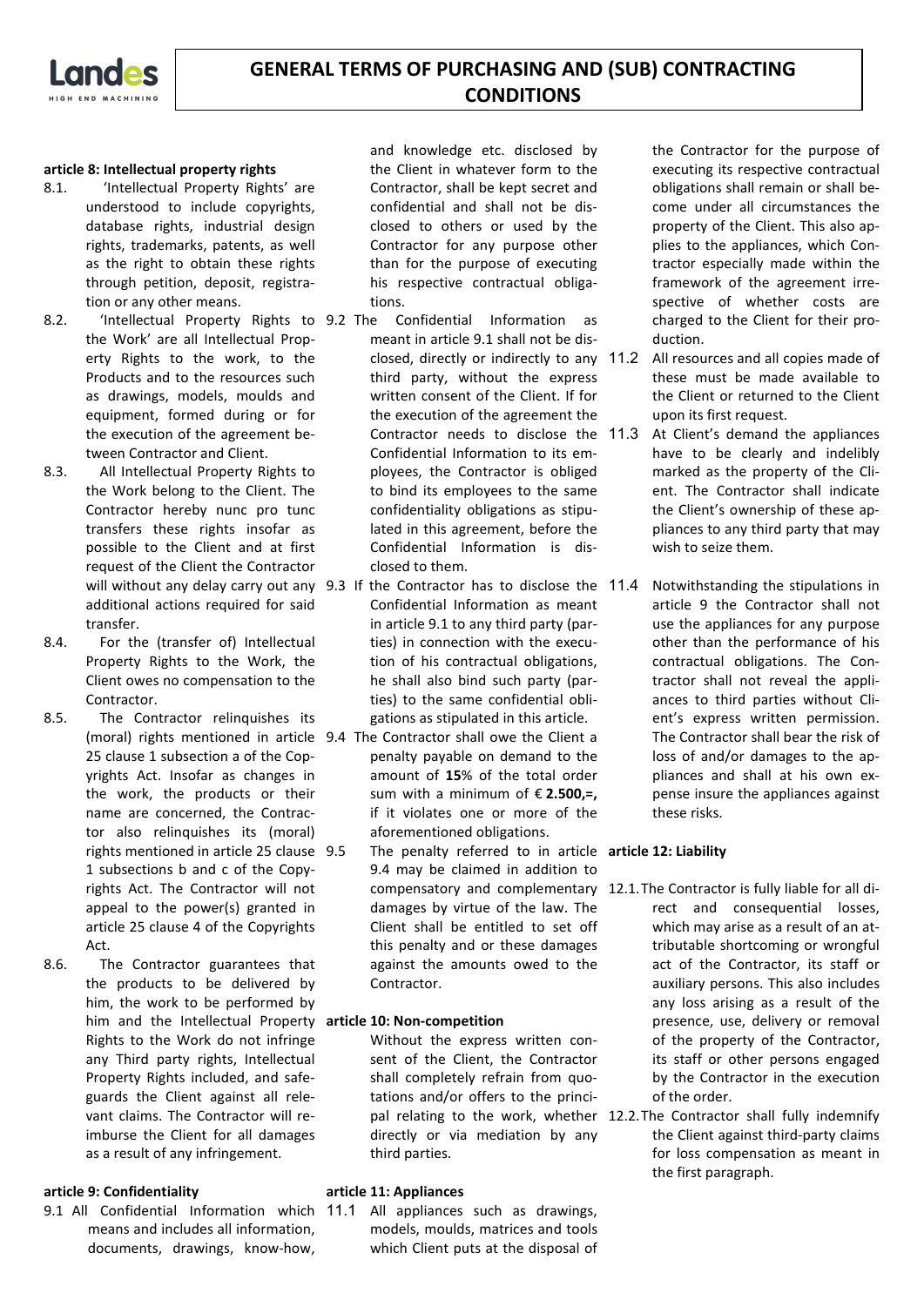### article 8: Intellectual property rights

8.1. 'Intellectual Property Rights' are understood to include copyrights, database rights, industrial design rights, trademarks, patents, as well as the right to obtain these rights through petition, deposit, registration or any other means.

8.2. 'Intellectual Property Rights to the Work' are all Intellectual Property Rights to the work, to the Products and to the resources such as drawings, models, moulds and equipment, formed during or for the execution of the agreement between Contractor and Client.

8.3. All Intellectual Property Rights to the Work belong to the Client. The Contractor hereby nunc pro tunc transfers these rights insofar as possible to the Client and at first request of the Client the Contractor will without any delay carry out any additional actions required for said transfer.

8.4. For the (transfer of) Intellectual Property Rights to the Work, the Client owes no compensation to the Contractor.

8.5. The Contractor relinquishes its (moral) rights mentioned in article 25 clause 1 subsection a of the Copyrights Act. Insofar as changes in the work, the products or their name are concerned, the Contractor also relinquishes its (moral) rights mentioned in article 25 clause 1 subsections b and c of the Copyrights Act. The Contractor will not appeal to the power(s) granted in article 25 clause 4 of the Copyrights Act.

8.6. The Contractor guarantees that the products to be delivered by him, the work to be performed by him and the Intellectual Property Rights to the Work do not infringe any Third party rights, Intellectual Property Rights included, and safeguards the Client against all relevant claims. The Contractor will reimburse the Client for all damages as a result of any infringement.

### article 9: Confidentiality

9.1 All Confidential Information which means and includes all information, documents, drawings, know-how, and knowledge etc. disclosed by the Client in whatever form to the Contractor, shall be kept secret and confidential and shall not be disclosed to others or used by the Contractor for any purpose other than for the purpose of executing his respective contractual obligations.

9.2 The Confidential Information as meant in article 9.1 shall not be disclosed, directly or indirectly to any third party, without the express written consent of the Client. If for the execution of the agreement the Contractor needs to disclose the Confidential Information to its employees, the Contractor is obliged to bind its employees to the same confidentiality obligations as stipulated in this agreement, before the Confidential Information is disclosed to them.

9.3 If the Contractor has to disclose the Confidential Information as meant in article 9.1 to any third party (parties) in connection with the execution of his contractual obligations, he shall also bind such party (parties) to the same confidential obligations as stipulated in this article.

9.4 The Contractor shall owe the Client a penalty payable on demand to the amount of **15**% of the total order sum with a minimum of € **2.500,=,** if it violates one or more of the aforementioned obligations.

9.5 The penalty referred to in article 9.4 may be claimed in addition to compensatory and complementary damages by virtue of the law. The Client shall be entitled to set off this penalty and or these damages against the amounts owed to the Contractor.

### article 10: Non-competition

Without the express written consent of the Client, the Contractor shall completely refrain from quotations and/or offers to the principal relating to the work, whether directly or via mediation by any third parties.

### article 11: Appliances

11.1 All appliances such as drawings, models, moulds, matrices and tools which Client puts at the disposal of the Contractor for the purpose of executing its respective contractual obligations shall remain or shall become under all circumstances the property of the Client. This also applies to the appliances, which Contractor especially made within the framework of the agreement irrespective of whether costs are charged to the Client for their production.

11.2 All resources and all copies made of these must be made available to the Client or returned to the Client upon its first request.

11.3 At Client's demand the appliances have to be clearly and indelibly marked as the property of the Client. The Contractor shall indicate the Client's ownership of these appliances to any third party that may wish to seize them.

11.4 Notwithstanding the stipulations in article 9 the Contractor shall not use the appliances for any purpose other than the performance of his contractual obligations. The Contractor shall not reveal the appliances to third parties without Client's express written permission. The Contractor shall bear the risk of loss of and/or damages to the appliances and shall at his own expense insure the appliances against these risks.

### article 12: Liability

12.1. The Contractor is fully liable for all direct and consequential losses, which may arise as a result of an attributable shortcoming or wrongful act of the Contractor, its staff or auxiliary persons. This also includes any loss arising as a result of the presence, use, delivery or removal of the property of the Contractor, its staff or other persons engaged by the Contractor in the execution of the order.

12.2. The Contractor shall fully indemnify the Client against third-party claims for loss compensation as meant in the first paragraph.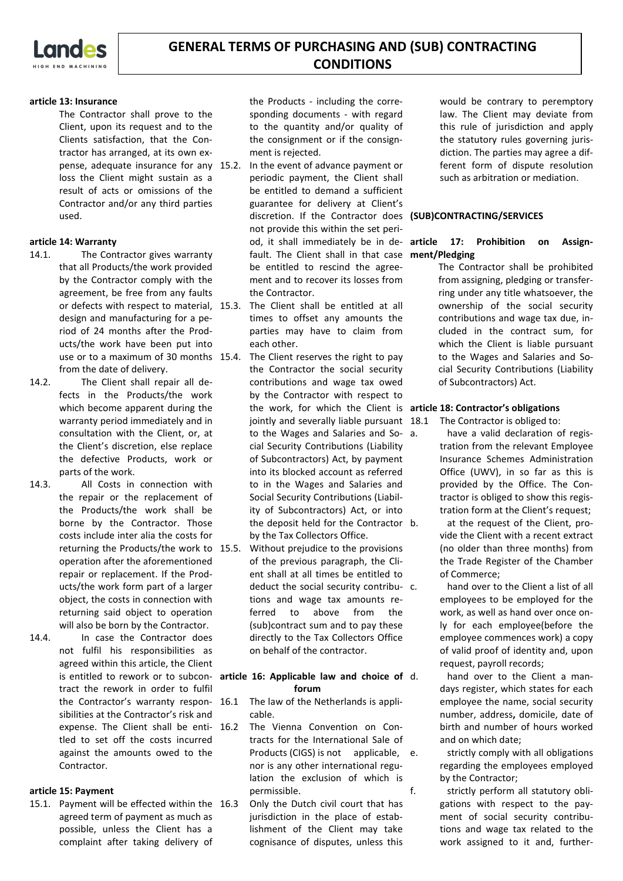#### article 13: Insurance

The Contractor shall prove to the Client, upon its request and to the Clients satisfaction, that the Contractor has arranged, at its own expense, adequate insurance for any loss the Client might sustain as a result of acts or omissions of the Contractor and/or any third parties used.

#### article 14: Warranty

14.1. The Contractor gives warranty that all Products/the work provided by the Contractor comply with the agreement, be free from any faults or defects with respect to material, design and manufacturing for a period of 24 months after the Products/the work have been put into use or to a maximum of 30 months from the date of delivery.

14.2. The Client shall repair all defects in the Products/the work which become apparent during the warranty period immediately and in consultation with the Client, or, at the Client's discretion, else replace the defective Products, work or parts of the work.

14.3. All Costs in connection with the repair or the replacement of the Products/the work shall be borne by the Contractor. Those costs include inter alia the costs for returning the Products/the work to operation after the aforementioned repair or replacement. If the Products/the work form part of a larger object, the costs in connection with returning said object to operation will also be born by the Contractor.

14.4. In case the Contractor does not fulfil his responsibilities as agreed within this article, the Client is entitled to rework or to subcontract the rework in order to fulfil the Contractor's warranty responsibilities at the Contractor's risk and expense. The Client shall be entitled to set off the costs incurred against the amounts owed to the Contractor.

#### article 15: Payment

15.1. Payment will be effected within the agreed term of payment as much as possible, unless the Client has a complaint after taking delivery of the Products - including the corresponding documents - with regard to the quantity and/or quality of the consignment or if the consignment is rejected.

15.2. In the event of advance payment or periodic payment, the Client shall be entitled to demand a sufficient guarantee for delivery at Client's discretion. If the Contractor does not provide this within the set period, it shall immediately be in default. The Client shall in that case be entitled to rescind the agreement and to recover its losses from the Contractor.

15.3. The Client shall be entitled at all times to offset any amounts the parties may have to claim from each other.

15.4. The Client reserves the right to pay the Contractor the social security contributions and wage tax owed by the Contractor with respect to the work, for which the Client is jointly and severally liable pursuant to the Wages and Salaries and Social Security Contributions (Liability of Subcontractors) Act, by payment into its blocked account as referred to in the Wages and Salaries and Social Security Contributions (Liability of Subcontractors) Act, or into the deposit held for the Contractor by the Tax Collectors Office.

15.5. Without prejudice to the provisions of the previous paragraph, the Client shall at all times be entitled to deduct the social security contributions and wage tax amounts referred to above from the (sub)contract sum and to pay these directly to the Tax Collectors Office on behalf of the contractor.

#### article 16: Applicable law and choice of forum

16.1 The law of the Netherlands is applicable.

16.2 The Vienna Convention on Contracts for the International Sale of Products (CIGS) is not applicable, nor is any other international regulation the exclusion of which is permissible.

16.3 Only the Dutch civil court that has jurisdiction in the place of establishment of the Client may take cognisance of disputes, unless this would be contrary to peremptory law. The Client may deviate from this rule of jurisdiction and apply the statutory rules governing jurisdiction. The parties may agree a different form of dispute resolution such as arbitration or mediation.

### (SUB)CONTRACTING/SERVICES

#### article 17: Prohibition on Assignment/Pledging

The Contractor shall be prohibited from assigning, pledging or transferring under any title whatsoever, the ownership of the social security contributions and wage tax due, included in the contract sum, for which the Client is liable pursuant to the Wages and Salaries and Social Security Contributions (Liability of Subcontractors) Act.

#### article 18: Contractor's obligations

18.1 The Contractor is obliged to:

a. have a valid declaration of registration from the relevant Employee Insurance Schemes Administration Office (UWV), in so far as this is provided by the Office. The Contractor is obliged to show this registration form at the Client's request;

b. at the request of the Client, provide the Client with a recent extract (no older than three months) from the Trade Register of the Chamber of Commerce;

c. hand over to the Client a list of all employees to be employed for the work, as well as hand over once only for each employee(before the employee commences work) a copy of valid proof of identity and, upon request, payroll records;

d. hand over to the Client a mandays register, which states for each employee the name, social security number, address**,** domicile, date of birth and number of hours worked and on which date;

e. strictly comply with all obligations regarding the employees employed by the Contractor;

f. strictly perform all statutory obligations with respect to the payment of social security contributions and wage tax related to the work assigned to it and, further-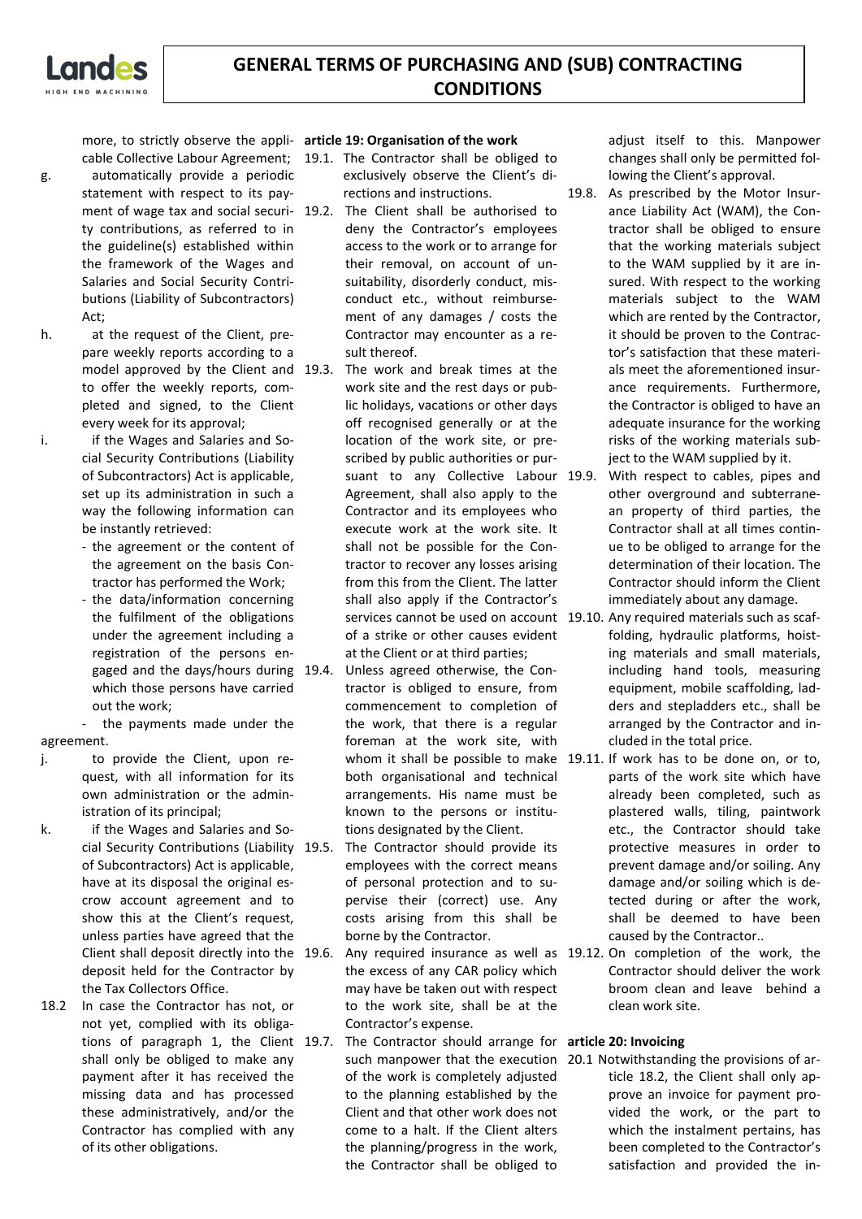more, to strictly observe the applicable Collective Labour Agreement;

g. automatically provide a periodic statement with respect to its payment of wage tax and social security contributions, as referred to in the guideline(s) established within the framework of the Wages and Salaries and Social Security Contributions (Liability of Subcontractors) Act;

h. at the request of the Client, prepare weekly reports according to a model approved by the Client and to offer the weekly reports, completed and signed, to the Client every week for its approval;

i. if the Wages and Salaries and Social Security Contributions (Liability of Subcontractors) Act is applicable, set up its administration in such a way the following information can be instantly retrieved:
   - the agreement or the content of the agreement on the basis Contractor has performed the Work;
   - the data/information concerning the fulfilment of the obligations under the agreement including a registration of the persons engaged and the days/hours during which those persons have carried out the work;
   - the payments made under the agreement.

j. to provide the Client, upon request, with all information for its own administration or the administration of its principal;

k. if the Wages and Salaries and Social Security Contributions (Liability of Subcontractors) Act is applicable, have at its disposal the original escrow account agreement and to show this at the Client's request, unless parties have agreed that the Client shall deposit directly into the deposit held for the Contractor by the Tax Collectors Office.

18.2 In case the Contractor has not, or not yet, complied with its obligations of paragraph 1, the Client shall only be obliged to make any payment after it has received the missing data and has processed these administratively, and/or the Contractor has complied with any of its other obligations.

**article 19: Organisation of the work**

19.1. The Contractor shall be obliged to exclusively observe the Client's directions and instructions.

19.2. The Client shall be authorised to deny the Contractor's employees access to the work or to arrange for their removal, on account of unsuitability, disorderly conduct, misconduct etc., without reimbursement of any damages / costs the Contractor may encounter as a result thereof.

19.3. The work and break times at the work site and the rest days or public holidays, vacations or other days off recognised generally or at the location of the work site, or prescribed by public authorities or pursuant to any Collective Labour Agreement, shall also apply to the Contractor and its employees who execute work at the work site. It shall not be possible for the Contractor to recover any losses arising from this from the Client. The latter shall also apply if the Contractor's services cannot be used on account of a strike or other causes evident at the Client or at third parties;

19.4. Unless agreed otherwise, the Contractor is obliged to ensure, from commencement to completion of the work, that there is a regular foreman at the work site, with whom it shall be possible to make both organisational and technical arrangements. His name must be known to the persons or institutions designated by the Client.

19.5. The Contractor should provide its employees with the correct means of personal protection and to supervise their (correct) use. Any costs arising from this shall be borne by the Contractor.

19.6. Any required insurance as well as the excess of any CAR policy which may have be taken out with respect to the work site, shall be at the Contractor's expense.

19.7. The Contractor should arrange for such manpower that the execution of the work is completely adjusted to the planning established by the Client and that other work does not come to a halt. If the Client alters the planning/progress in the work, the Contractor shall be obliged to adjust itself to this. Manpower changes shall only be permitted following the Client's approval.

19.8. As prescribed by the Motor Insurance Liability Act (WAM), the Contractor shall be obliged to ensure that the working materials subject to the WAM supplied by it are insured. With respect to the working materials subject to the WAM which are rented by the Contractor, it should be proven to the Contractor's satisfaction that these materials meet the aforementioned insurance requirements. Furthermore, the Contractor is obliged to have an adequate insurance for the working risks of the working materials subject to the WAM supplied by it.

19.9. With respect to cables, pipes and other overground and subterranean property of third parties, the Contractor shall at all times continue to be obliged to arrange for the determination of their location. The Contractor should inform the Client immediately about any damage.

19.10. Any required materials such as scaffolding, hydraulic platforms, hoisting materials and small materials, including hand tools, measuring equipment, mobile scaffolding, ladders and stepladders etc., shall be arranged by the Contractor and included in the total price.

19.11. If work has to be done on, or to, parts of the work site which have already been completed, such as plastered walls, tiling, paintwork etc., the Contractor should take protective measures in order to prevent damage and/or soiling. Any damage and/or soiling which is detected during or after the work, shall be deemed to have been caused by the Contractor..

19.12. On completion of the work, the Contractor should deliver the work broom clean and leave behind a clean work site.

**article 20: Invoicing**

20.1 Notwithstanding the provisions of article 18.2, the Client shall only approve an invoice for payment provided the work, or the part to which the instalment pertains, has been completed to the Contractor's satisfaction and provided the in-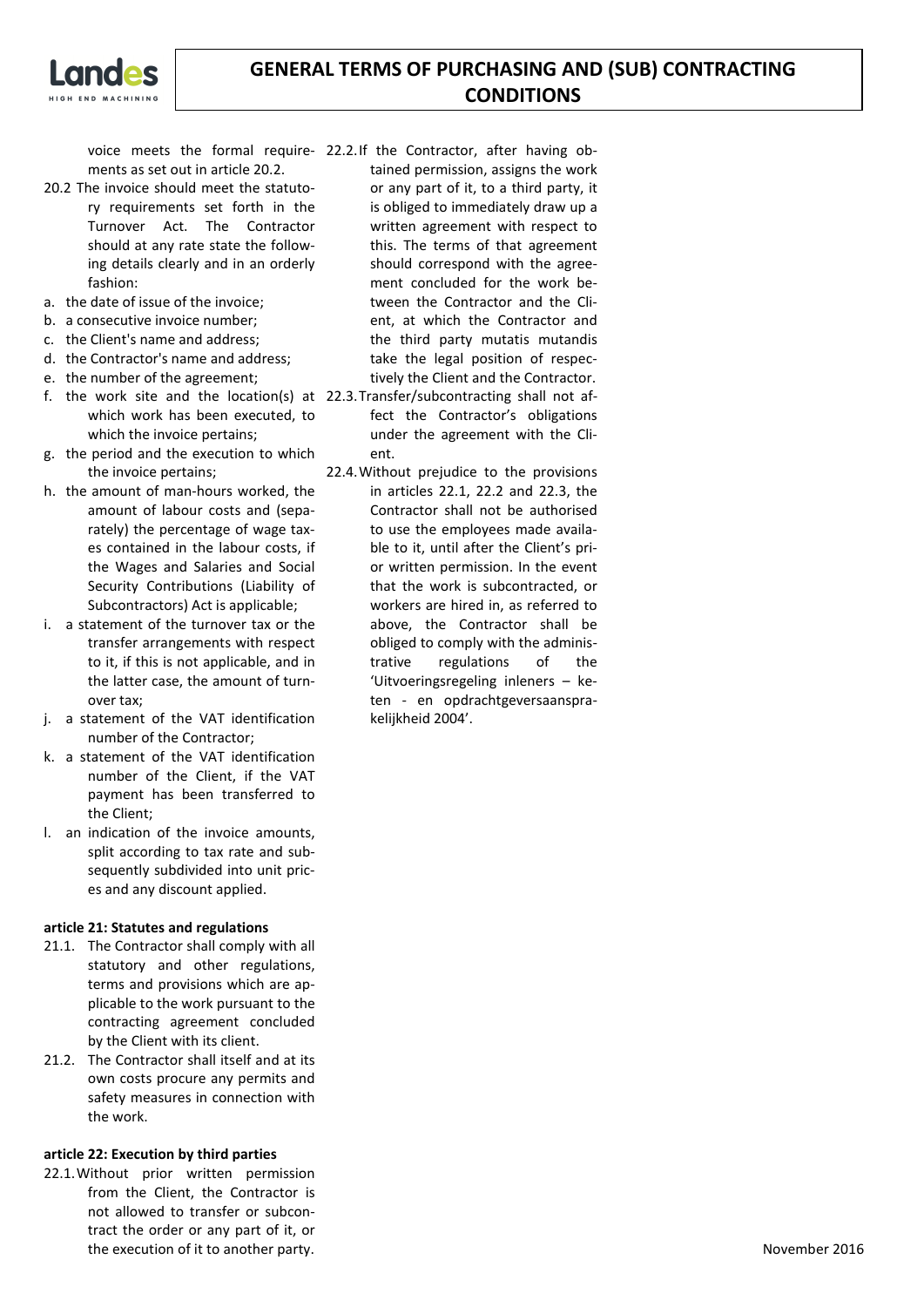voice meets the formal requirements as set out in article 20.2.

20.2 The invoice should meet the statutory requirements set forth in the Turnover Act. The Contractor should at any rate state the following details clearly and in an orderly fashion:

a. the date of issue of the invoice;
b. a consecutive invoice number;
c. the Client's name and address;
d. the Contractor's name and address;
e. the number of the agreement;
f. the work site and the location(s) at which work has been executed, to which the invoice pertains;
g. the period and the execution to which the invoice pertains;
h. the amount of man-hours worked, the amount of labour costs and (separately) the percentage of wage taxes contained in the labour costs, if the Wages and Salaries and Social Security Contributions (Liability of Subcontractors) Act is applicable;
i. a statement of the turnover tax or the transfer arrangements with respect to it, if this is not applicable, and in the latter case, the amount of turnover tax;
j. a statement of the VAT identification number of the Contractor;
k. a statement of the VAT identification number of the Client, if the VAT payment has been transferred to the Client;
l. an indication of the invoice amounts, split according to tax rate and subsequently subdivided into unit prices and any discount applied.

**article 21: Statutes and regulations**

21.1. The Contractor shall comply with all statutory and other regulations, terms and provisions which are applicable to the work pursuant to the contracting agreement concluded by the Client with its client.

21.2. The Contractor shall itself and at its own costs procure any permits and safety measures in connection with the work.

**article 22: Execution by third parties**

22.1. Without prior written permission from the Client, the Contractor is not allowed to transfer or subcontract the order or any part of it, or the execution of it to another party.

22.2. If the Contractor, after having obtained permission, assigns the work or any part of it, to a third party, it is obliged to immediately draw up a written agreement with respect to this. The terms of that agreement should correspond with the agreement concluded for the work between the Contractor and the Client, at which the Contractor and the third party mutatis mutandis take the legal position of respectively the Client and the Contractor.

22.3. Transfer/subcontracting shall not affect the Contractor's obligations under the agreement with the Client.

22.4. Without prejudice to the provisions in articles 22.1, 22.2 and 22.3, the Contractor shall not be authorised to use the employees made available to it, until after the Client's prior written permission. In the event that the work is subcontracted, or workers are hired in, as referred to above, the Contractor shall be obliged to comply with the administrative regulations of the 'Uitvoeringsregeling inleners – keten - en opdrachtgeversaansprakelijkheid 2004'.